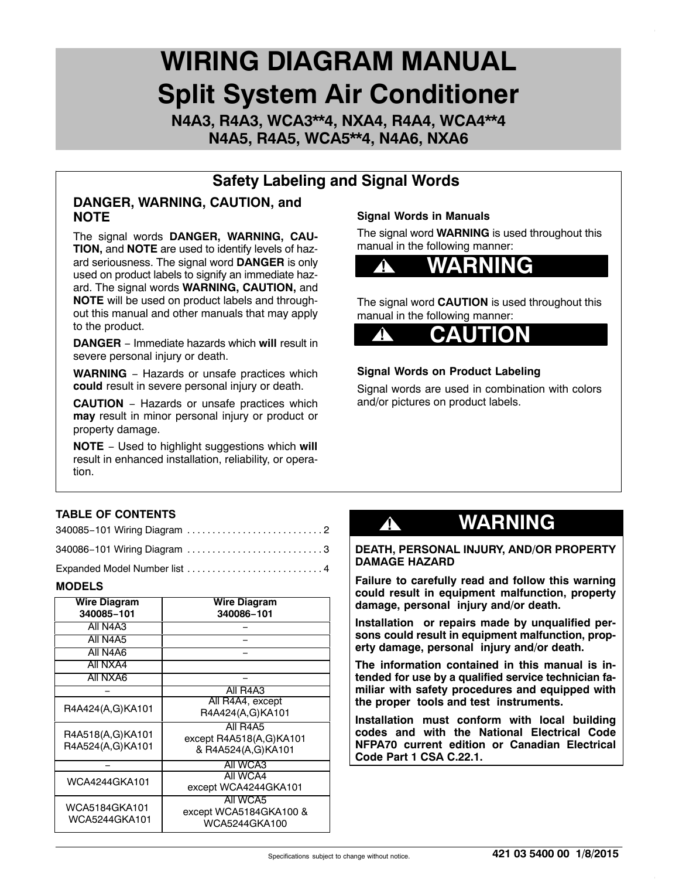# WIRING DIAGRAM MANUAL

## Split System Air Conditioner

### N4A3, R4A3, WCA3**4, NXA4, R4A4, WCA4**4 N4A5, R4A5, WCA5**4, N4A6, NXA6

## Safety Labeling and Signal Words

### DANGER, WARNING, CAUTION, and NOTE

The signal words **DANGER, WARNING, CAUTION,** and **NOTE** are used to identify levels of hazard seriousness. The signal word **DANGER** is only used on product labels to signify an immediate hazard. The signal words **WARNING, CAUTION,** and **NOTE** will be used on product labels and throughout this manual and other manuals that may apply to the product.

**DANGER** − Immediate hazards which **will** result in severe personal injury or death.

**WARNING** − Hazards or unsafe practices which **could** result in severe personal injury or death.

**CAUTION** − Hazards or unsafe practices which **may** result in minor personal injury or product or property damage.

**NOTE** − Used to highlight suggestions which **will** result in enhanced installation, reliability, or operation.

### Signal Words in Manuals

The signal word **WARNING** is used throughout this manual in the following manner:

**⚠ WARNING**

The signal word **CAUTION** is used throughout this manual in the following manner:

**⚠ CAUTION**

### Signal Words on Product Labeling

Signal words are used in combination with colors and/or pictures on product labels.

**TABLE OF CONTENTS**

340085−101 Wiring Diagram . . . . . . . . . . . . . . . . . . . . . . . . . . 2

340086−101 Wiring Diagram . . . . . . . . . . . . . . . . . . . . . . . . . . 3

Expanded Model Number list . . . . . . . . . . . . . . . . . . . . . . . . . . 4

**MODELS**

| Wire Diagram 340085−101 | Wire Diagram 340086−101 |
|---|---|
| All N4A3 | − |
| All N4A5 | − |
| All N4A6 | − |
| All NXA4 | |
| All NXA6 | − |
| − | All R4A3 |
| R4A424(A,G)KA101 | All R4A4, except R4A424(A,G)KA101 |
| R4A518(A,G)KA101<br>R4A524(A,G)KA101 | All R4A5<br>except R4A518(A,G)KA101<br>& R4A524(A,G)KA101 |
| − | All WCA3 |
| WCA4244GKA101 | All WCA4<br>except WCA4244GKA101 |
| WCA5184GKA101<br>WCA5244GKA101 | All WCA5<br>except WCA5184GKA100 &<br>WCA5244GKA100 |

**⚠ WARNING**

**DEATH, PERSONAL INJURY, AND/OR PROPERTY DAMAGE HAZARD**

**Failure to carefully read and follow this warning could result in equipment malfunction, property damage, personal injury and/or death.**

**Installation or repairs made by unqualified persons could result in equipment malfunction, property damage, personal injury and/or death.**

**The information contained in this manual is intended for use by a qualified service technician familiar with safety procedures and equipped with the proper tools and test instruments.**

**Installation must conform with local building codes and with the National Electrical Code NFPA70 current edition or Canadian Electrical Code Part 1 CSA C.22.1.**

Specifications subject to change without notice.

**421 03 5400 00 1/8/2015**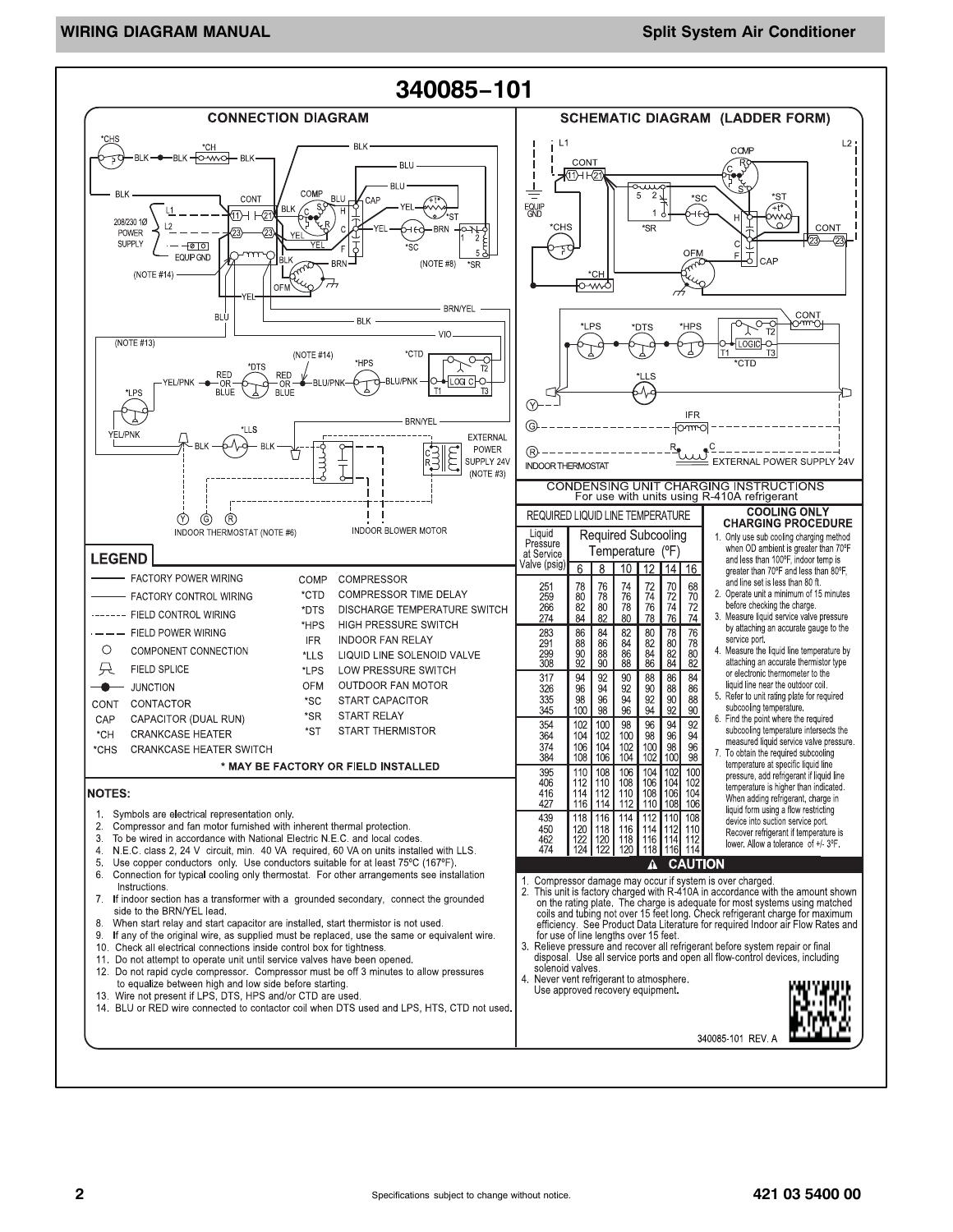# 340085-101

## CONNECTION DIAGRAM

## SCHEMATIC DIAGRAM (LADDER FORM)

## LEGEND

| Symbol | Meaning | Abbreviation | Meaning |
|---|---|---|---|
| ——— | FACTORY POWER WIRING | COMP | COMPRESSOR |
| ——— | FACTORY CONTROL WIRING | *CTD | COMPRESSOR TIME DELAY |
| -------- | FIELD CONTROL WIRING | *DTS | DISCHARGE TEMPERATURE SWITCH |
| — — — | FIELD POWER WIRING | *HPS | HIGH PRESSURE SWITCH |
| ○ | COMPONENT CONNECTION | IFR | INDOOR FAN RELAY |
| | FIELD SPLICE | *LLS | LIQUID LINE SOLENOID VALVE |
| —●— | JUNCTION | *LPS | LOW PRESSURE SWITCH |
| CONT | CONTACTOR | OFM | OUTDOOR FAN MOTOR |
| CAP | CAPACITOR (DUAL RUN) | *SC | START CAPACITOR |
| *CH | CRANKCASE HEATER | *SR | START RELAY |
| *CHS | CRANKCASE HEATER SWITCH | *ST | START THERMISTOR |

\* MAY BE FACTORY OR FIELD INSTALLED

## NOTES:

1. Symbols are electrical representation only.
2. Compressor and fan motor furnished with inherent thermal protection.
3. To be wired in accordance with National Electric N.E.C. and local codes.
4. N.E.C. class 2, 24 V circuit, min. 40 VA required, 60 VA on units installed with LLS.
5. Use copper conductors only. Use conductors suitable for at least 75°C (167°F).
6. Connection for typical cooling only thermostat. For other arrangements see installation Instructions.
7. If indoor section has a transformer with a grounded secondary, connect the grounded side to the BRN/YEL lead.
8. When start relay and start capacitor are installed, start thermistor is not used.
9. If any of the original wire, as supplied must be replaced, use the same or equivalent wire.
10. Check all electrical connections inside control box for tightness.
11. Do not attempt to operate unit until service valves have been opened.
12. Do not rapid cycle compressor. Compressor must be off 3 minutes to allow pressures to equalize between high and low side before starting.
13. Wire not present if LPS, DTS, HPS and/or CTD are used.
14. BLU or RED wire connected to contactor coil when DTS used and LPS, HTS, CTD not used.

## CONDENSING UNIT CHARGING INSTRUCTIONS
For use with units using R-410A refrigerant

### REQUIRED LIQUID LINE TEMPERATURE

| Liquid Pressure at Service Valve (psig) | Required Subcooling Temperature (°F) 6 | 8 | 10 | 12 | 14 | 16 |
|---|---|---|---|---|---|---|
| 251 | 78 | 76 | 74 | 72 | 70 | 68 |
| 259 | 80 | 78 | 76 | 74 | 72 | 70 |
| 266 | 82 | 80 | 78 | 76 | 74 | 72 |
| 274 | 84 | 82 | 80 | 78 | 76 | 74 |
| 283 | 86 | 84 | 82 | 80 | 78 | 76 |
| 291 | 88 | 86 | 84 | 82 | 80 | 78 |
| 299 | 90 | 88 | 86 | 84 | 82 | 80 |
| 308 | 92 | 90 | 88 | 86 | 84 | 82 |
| 317 | 94 | 92 | 90 | 88 | 86 | 84 |
| 326 | 96 | 94 | 92 | 90 | 88 | 86 |
| 335 | 98 | 96 | 94 | 92 | 90 | 88 |
| 345 | 100 | 98 | 96 | 94 | 92 | 90 |
| 354 | 102 | 100 | 98 | 96 | 94 | 92 |
| 364 | 104 | 102 | 100 | 98 | 96 | 94 |
| 374 | 106 | 104 | 102 | 100 | 98 | 96 |
| 384 | 108 | 106 | 104 | 102 | 100 | 98 |
| 395 | 110 | 108 | 106 | 104 | 102 | 100 |
| 406 | 112 | 110 | 108 | 106 | 104 | 102 |
| 416 | 114 | 112 | 110 | 108 | 106 | 104 |
| 427 | 116 | 114 | 112 | 110 | 108 | 106 |
| 439 | 118 | 116 | 114 | 112 | 110 | 108 |
| 450 | 120 | 118 | 116 | 114 | 112 | 110 |
| 462 | 122 | 120 | 118 | 116 | 114 | 112 |
| 474 | 124 | 122 | 120 | 118 | 116 | 114 |

### COOLING ONLY CHARGING PROCEDURE

1. Only use sub cooling charging method when OD ambient is greater than 70°F and less than 100°F, indoor temp is greater than 70°F and less than 80°F, and line set is less than 80 ft.
2. Operate unit a minimum of 15 minutes before checking the charge.
3. Measure liquid service valve pressure by attaching an accurate gauge to the service port.
4. Measure the liquid line temperature by attaching an accurate thermistor type or electronic thermometer to the liquid line near the outdoor coil.
5. Refer to unit rating plate for required subcooling temperature.
6. Find the point where the required subcooling temperature intersects the measured liquid service valve pressure.
7. To obtain the required subcooling temperature at specific liquid line pressure, add refrigerant if liquid line temperature is higher than indicated. When adding refrigerant, charge in liquid form using a flow restricting device into suction service port. Recover refrigerant if temperature is lower. Allow a tolerance of +/- 3°F.

### ⚠ CAUTION

1. Compressor damage may occur if system is over charged.
2. This unit is factory charged with R-410A in accordance with the amount shown on the rating plate. The charge is adequate for most systems using matched coils and tubing not over 15 feet long. Check refrigerant charge for maximum efficiency. See Product Data Literature for required Indoor air Flow Rates and for use of line lengths over 15 feet.
3. Relieve pressure and recover all refrigerant before system repair or final disposal. Use all service ports and open all flow-control devices, including solenoid valves.
4. Never vent refrigerant to atmosphere. Use approved recovery equipment.

340085-101 REV. A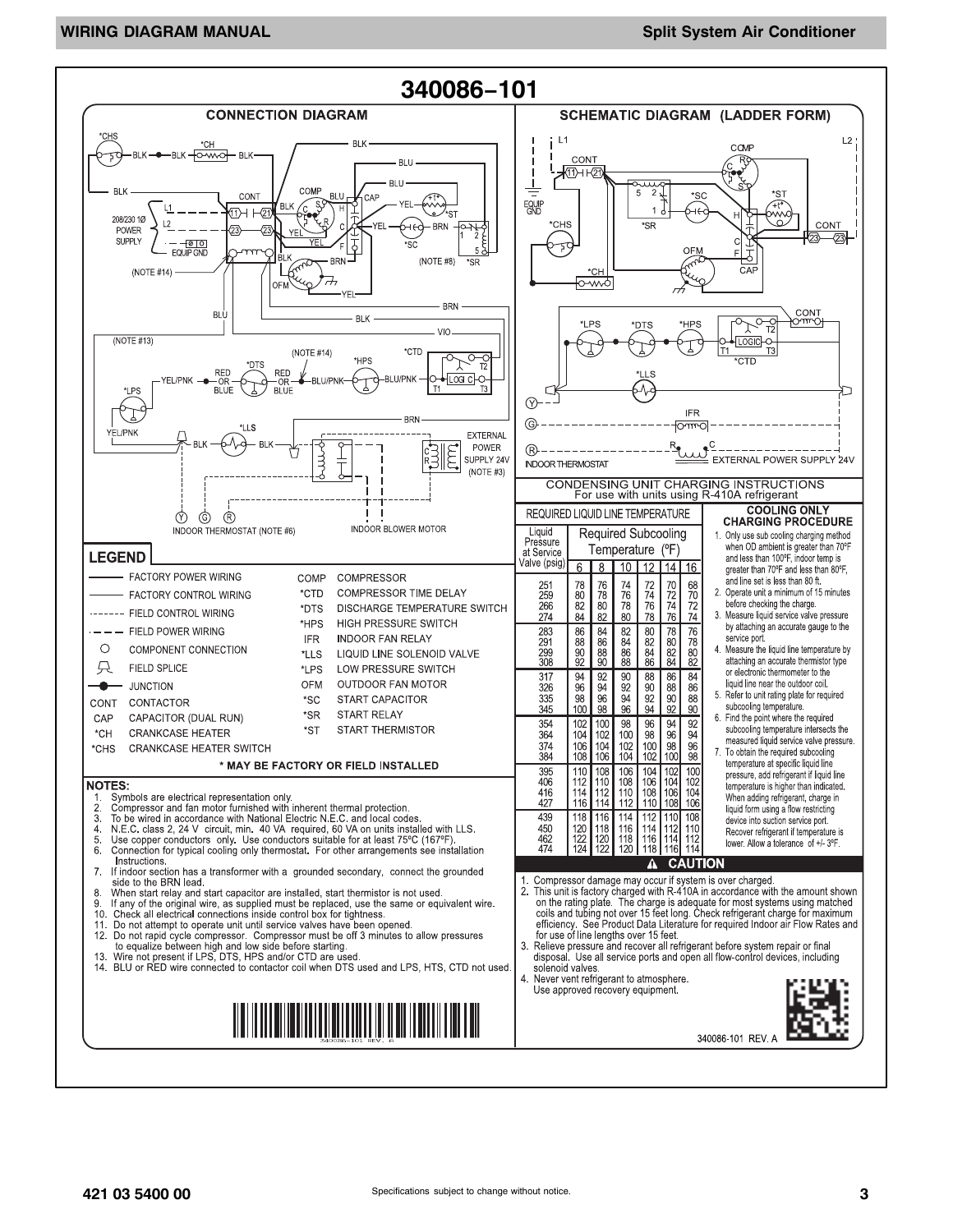# 340086-101

## CONNECTION DIAGRAM

## SCHEMATIC DIAGRAM (LADDER FORM)

## LEGEND

| Symbol | Meaning | Abbrev. | Meaning |
|---|---|---|---|
| ——— | FACTORY POWER WIRING | COMP | COMPRESSOR |
| ——— | FACTORY CONTROL WIRING | *CTD | COMPRESSOR TIME DELAY |
| ------- | FIELD CONTROL WIRING | *DTS | DISCHARGE TEMPERATURE SWITCH |
| — — — | FIELD POWER WIRING | *HPS | HIGH PRESSURE SWITCH |
| ○ | COMPONENT CONNECTION | IFR | INDOOR FAN RELAY |
| | FIELD SPLICE | *LLS | LIQUID LINE SOLENOID VALVE |
| —●— | JUNCTION | *LPS | LOW PRESSURE SWITCH |
| CONT | CONTACTOR | OFM | OUTDOOR FAN MOTOR |
| CAP | CAPACITOR (DUAL RUN) | *SC | START CAPACITOR |
| *CH | CRANKCASE HEATER | *SR | START RELAY |
| *CHS | CRANKCASE HEATER SWITCH | *ST | START THERMISTOR |

\* MAY BE FACTORY OR FIELD INSTALLED

## NOTES:

1. Symbols are electrical representation only.
2. Compressor and fan motor furnished with inherent thermal protection.
3. To be wired in accordance with National Electric N.E.C. and local codes.
4. N.E.C. class 2, 24 V circuit, min. 40 VA required, 60 VA on units installed with LLS.
5. Use copper conductors only. Use conductors suitable for at least 75°C (167°F).
6. Connection for typical cooling only thermostat. For other arrangements see installation Instructions.
7. If indoor section has a transformer with a grounded secondary, connect the grounded side to the BRN lead.
8. When start relay and start capacitor are installed, start thermistor is not used.
9. If any of the original wire, as supplied must be replaced, use the same or equivalent wire.
10. Check all electrical connections inside control box for tightness.
11. Do not attempt to operate unit until service valves have been opened.
12. Do not rapid cycle compressor. Compressor must be off 3 minutes to allow pressures to equalize between high and low side before starting.
13. Wire not present if LPS, DTS, HPS and/or CTD are used.
14. BLU or RED wire connected to contactor coil when DTS used and LPS, HTS, CTD not used.

## CONDENSING UNIT CHARGING INSTRUCTIONS
For use with units using R-410A refrigerant

### REQUIRED LIQUID LINE TEMPERATURE

| Liquid Pressure at Service Valve (psig) | Required Subcooling Temperature (°F) | | | | | |
|---|---|---|---|---|---|---|
| | 6 | 8 | 10 | 12 | 14 | 16 |
| 251 | 78 | 76 | 74 | 72 | 70 | 68 |
| 259 | 80 | 78 | 76 | 74 | 72 | 70 |
| 266 | 82 | 80 | 78 | 76 | 74 | 72 |
| 274 | 84 | 82 | 80 | 78 | 76 | 74 |
| 283 | 86 | 84 | 82 | 80 | 78 | 76 |
| 291 | 88 | 86 | 84 | 82 | 80 | 78 |
| 299 | 90 | 88 | 86 | 84 | 82 | 80 |
| 308 | 92 | 90 | 88 | 86 | 84 | 82 |
| 317 | 94 | 92 | 90 | 88 | 86 | 84 |
| 326 | 96 | 94 | 92 | 90 | 88 | 86 |
| 335 | 98 | 96 | 94 | 92 | 90 | 88 |
| 345 | 100 | 98 | 96 | 94 | 92 | 90 |
| 354 | 102 | 100 | 98 | 96 | 94 | 92 |
| 364 | 104 | 102 | 100 | 98 | 96 | 94 |
| 374 | 106 | 104 | 102 | 100 | 98 | 96 |
| 384 | 108 | 106 | 104 | 102 | 100 | 98 |
| 395 | 110 | 108 | 106 | 104 | 102 | 100 |
| 406 | 112 | 110 | 108 | 106 | 104 | 102 |
| 416 | 114 | 112 | 110 | 108 | 106 | 104 |
| 427 | 116 | 114 | 112 | 110 | 108 | 106 |
| 439 | 118 | 116 | 114 | 112 | 110 | 108 |
| 450 | 120 | 118 | 116 | 114 | 112 | 110 |
| 462 | 122 | 120 | 118 | 116 | 114 | 112 |
| 474 | 124 | 122 | 120 | 118 | 116 | 114 |

### COOLING ONLY CHARGING PROCEDURE

1. Only use sub cooling charging method when OD ambient is greater than 70°F and less than 100°F, indoor temp is greater than 70°F and less than 80°F, and line set is less than 80 ft.
2. Operate unit a minimum of 15 minutes before checking the charge.
3. Measure liquid service valve pressure by attaching an accurate gauge to the service port.
4. Measure the liquid line temperature by attaching an accurate thermistor type or electronic thermometer to the liquid line near the outdoor coil.
5. Refer to unit rating plate for required subcooling temperature.
6. Find the point where the required subcooling temperature intersects the measured liquid service valve pressure.
7. To obtain the required subcooling temperature at specific liquid line pressure, add refrigerant if liquid line temperature is higher than indicated. When adding refrigerant, charge in liquid form using a flow restricting device into suction service port. Recover refrigerant if temperature is lower. Allow a tolerance of +/- 3°F.

### ⚠ CAUTION

1. Compressor damage may occur if system is over charged.
2. This unit is factory charged with R-410A in accordance with the amount shown on the rating plate. The charge is adequate for most systems using matched coils and tubing not over 15 feet long. Check refrigerant charge for maximum efficiency. See Product Data Literature for required Indoor air Flow Rates and for use of line lengths over 15 feet.
3. Relieve pressure and recover all refrigerant before system repair or final disposal. Use all service ports and open all flow-control devices, including solenoid valves.
4. Never vent refrigerant to atmosphere. Use approved recovery equipment.

340086-101 REV. A

421 03 5400 00

Specifications subject to change without notice.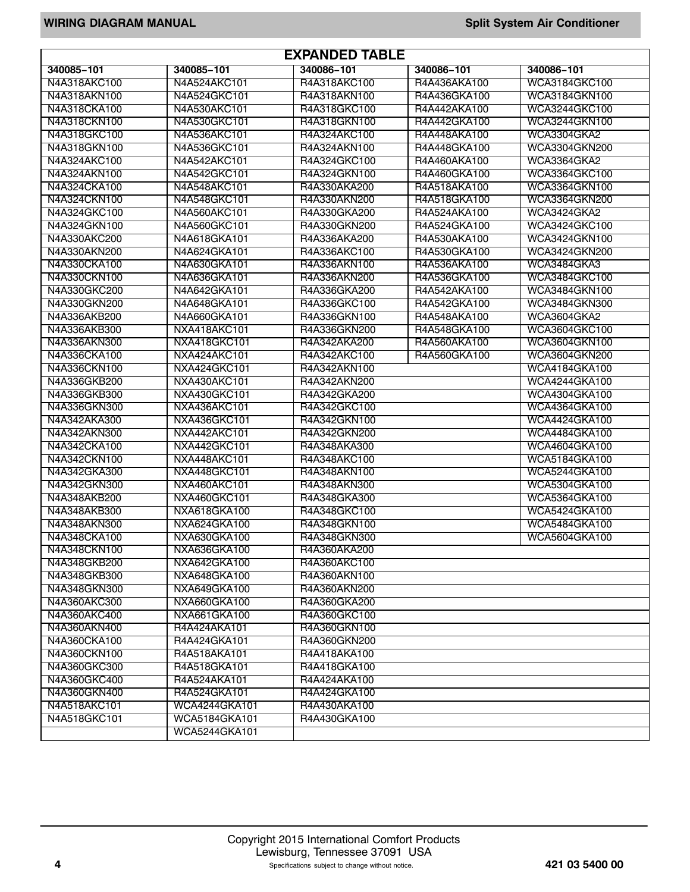## EXPANDED TABLE

| 340085–101 | 340085–101 | 340086–101 | 340086–101 | 340086–101 |
|---|---|---|---|---|
| N4A318AKC100 | N4A524AKC101 | R4A318AKC100 | R4A436AKA100 | WCA3184GKC100 |
| N4A318AKN100 | N4A524GKC101 | R4A318AKN100 | R4A436GKA100 | WCA3184GKN100 |
| N4A318CKA100 | N4A530AKC101 | R4A318GKC100 | R4A442AKA100 | WCA3244GKC100 |
| N4A318CKN100 | N4A530GKC101 | R4A318GKN100 | R4A442GKA100 | WCA3244GKN100 |
| N4A318GKC100 | N4A536AKC101 | R4A324AKC100 | R4A448AKA100 | WCA3304GKA2 |
| N4A318GKN100 | N4A536GKC101 | R4A324AKN100 | R4A448GKA100 | WCA3304GKN200 |
| N4A324AKC100 | N4A542AKC101 | R4A324GKC100 | R4A460AKA100 | WCA3364GKA2 |
| N4A324AKN100 | N4A542GKC101 | R4A324GKN100 | R4A460GKA100 | WCA3364GKC100 |
| N4A324CKA100 | N4A548AKC101 | R4A330AKA200 | R4A518AKA100 | WCA3364GKN100 |
| N4A324CKN100 | N4A548GKC101 | R4A330AKN200 | R4A518GKA100 | WCA3364GKN200 |
| N4A324GKC100 | N4A560AKC101 | R4A330GKA200 | R4A524AKA100 | WCA3424GKA2 |
| N4A324GKN100 | N4A560GKC101 | R4A330GKN200 | R4A524GKA100 | WCA3424GKC100 |
| N4A330AKC200 | N4A618GKA101 | R4A336AKA200 | R4A530AKA100 | WCA3424GKN100 |
| N4A330AKN200 | N4A624GKA101 | R4A336AKC100 | R4A530GKA100 | WCA3424GKN200 |
| N4A330CKA100 | N4A630GKA101 | R4A336AKN100 | R4A536AKA100 | WCA3484GKA3 |
| N4A330CKN100 | N4A636GKA101 | R4A336AKN200 | R4A536GKA100 | WCA3484GKC100 |
| N4A330GKC200 | N4A642GKA101 | R4A336GKA200 | R4A542AKA100 | WCA3484GKN100 |
| N4A330GKN200 | N4A648GKA101 | R4A336GKC100 | R4A542GKA100 | WCA3484GKN300 |
| N4A336AKB200 | N4A660GKA101 | R4A336GKN100 | R4A548AKA100 | WCA3604GKA2 |
| N4A336AKB300 | NXA418AKC101 | R4A336GKN200 | R4A548GKA100 | WCA3604GKC100 |
| N4A336AKN300 | NXA418GKC101 | R4A342AKA200 | R4A560AKA100 | WCA3604GKN100 |
| N4A336CKA100 | NXA424AKC101 | R4A342AKC100 | R4A560GKA100 | WCA3604GKN200 |
| N4A336CKN100 | NXA424GKC101 | R4A342AKN100 | | WCA4184GKA100 |
| N4A336GKB200 | NXA430AKC101 | R4A342AKN200 | | WCA4244GKA100 |
| N4A336GKB300 | NXA430GKC101 | R4A342GKA200 | | WCA4304GKA100 |
| N4A336GKN300 | NXA436AKC101 | R4A342GKC100 | | WCA4364GKA100 |
| N4A342AKA300 | NXA436GKC101 | R4A342GKN100 | | WCA4424GKA100 |
| N4A342AKN300 | NXA442AKC101 | R4A342GKN200 | | WCA4484GKA100 |
| N4A342CKA100 | NXA442GKC101 | R4A348AKA300 | | WCA4604GKA100 |
| N4A342CKN100 | NXA448AKC101 | R4A348AKC100 | | WCA5184GKA100 |
| N4A342GKA300 | NXA448GKC101 | R4A348AKN100 | | WCA5244GKA100 |
| N4A342GKN300 | NXA460AKC101 | R4A348AKN300 | | WCA5304GKA100 |
| N4A348AKB200 | NXA460GKC101 | R4A348GKA300 | | WCA5364GKA100 |
| N4A348AKB300 | NXA618GKA100 | R4A348GKC100 | | WCA5424GKA100 |
| N4A348AKN300 | NXA624GKA100 | R4A348GKN100 | | WCA5484GKA100 |
| N4A348CKA100 | NXA630GKA100 | R4A348GKN300 | | WCA5604GKA100 |
| N4A348CKN100 | NXA636GKA100 | R4A360AKA200 | | |
| N4A348GKB200 | NXA642GKA100 | R4A360AKC100 | | |
| N4A348GKB300 | NXA648GKA100 | R4A360AKN100 | | |
| N4A348GKN300 | NXA649GKA100 | R4A360AKN200 | | |
| N4A360AKC300 | NXA660GKA100 | R4A360GKA200 | | |
| N4A360AKC400 | NXA661GKA100 | R4A360GKC100 | | |
| N4A360AKN400 | R4A424AKA101 | R4A360GKN100 | | |
| N4A360CKA100 | R4A424GKA101 | R4A360GKN200 | | |
| N4A360CKN100 | R4A518AKA101 | R4A418AKA100 | | |
| N4A360GKC300 | R4A518GKA101 | R4A418GKA100 | | |
| N4A360GKC400 | R4A524AKA101 | R4A424AKA100 | | |
| N4A360GKN400 | R4A524GKA101 | R4A424GKA100 | | |
| N4A518AKC101 | WCA4244GKA101 | R4A430AKA100 | | |
| N4A518GKC101 | WCA5184GKA101 | R4A430GKA100 | | |
| | WCA5244GKA101 | | | |

Copyright 2015 International Comfort Products
Lewisburg, Tennessee 37091 USA

Specifications subject to change without notice.

421 03 5400 00